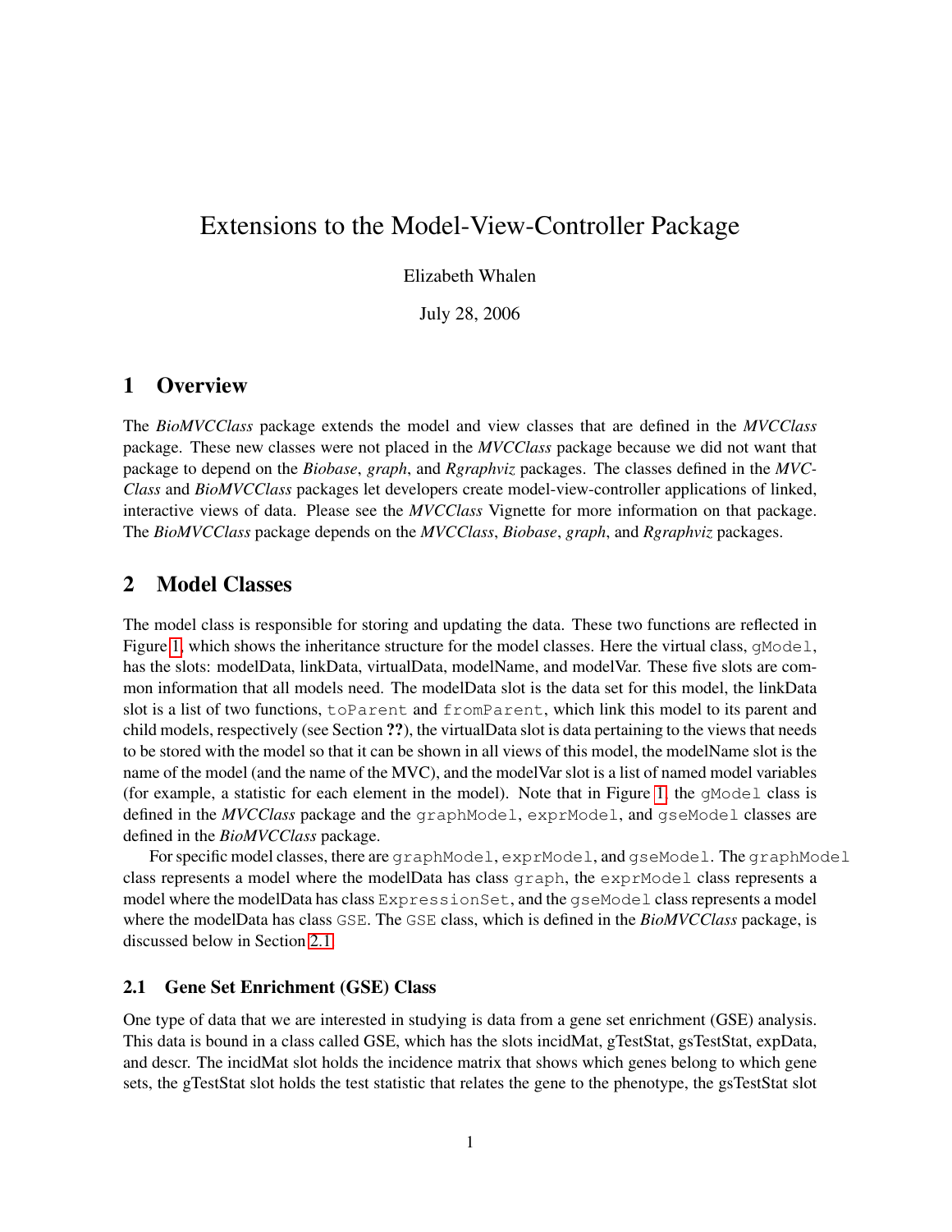# Extensions to the Model-View-Controller Package

Elizabeth Whalen

July 28, 2006

## 1 Overview

The *BioMVCClass* package extends the model and view classes that are defined in the *MVCClass* package. These new classes were not placed in the *MVCClass* package because we did not want that package to depend on the *Biobase*, *graph*, and *Rgraphviz* packages. The classes defined in the *MVCClass* and *BioMVCClass* packages let developers create model-view-controller applications of linked, interactive views of data. Please see the *MVCClass* Vignette for more information on that package. The *BioMVCClass* package depends on the *MVCClass*, *Biobase*, *graph*, and *Rgraphviz* packages.

## 2 Model Classes

The model class is responsible for storing and updating the data. These two functions are reflected in Figure 1, which shows the inheritance structure for the model classes. Here the virtual class, `gModel`, has the slots: modelData, linkData, virtualData, modelName, and modelVar. These five slots are common information that all models need. The modelData slot is the data set for this model, the linkData slot is a list of two functions, `toParent` and `fromParent`, which link this model to its parent and child models, respectively (see Section **??**), the virtualData slot is data pertaining to the views that needs to be stored with the model so that it can be shown in all views of this model, the modelName slot is the name of the model (and the name of the MVC), and the modelVar slot is a list of named model variables (for example, a statistic for each element in the model). Note that in Figure 1, the `gModel` class is defined in the *MVCClass* package and the `graphModel`, `exprModel`, and `gseModel` classes are defined in the *BioMVCClass* package.

For specific model classes, there are `graphModel`, `exprModel`, and `gseModel`. The `graphModel` class represents a model where the modelData has class `graph`, the `exprModel` class represents a model where the modelData has class `ExpressionSet`, and the `gseModel` class represents a model where the modelData has class `GSE`. The `GSE` class, which is defined in the *BioMVCClass* package, is discussed below in Section 2.1.

### 2.1 Gene Set Enrichment (GSE) Class

One type of data that we are interested in studying is data from a gene set enrichment (GSE) analysis. This data is bound in a class called GSE, which has the slots incidMat, gTestStat, gsTestStat, expData, and descr. The incidMat slot holds the incidence matrix that shows which genes belong to which gene sets, the gTestStat slot holds the test statistic that relates the gene to the phenotype, the gsTestStat slot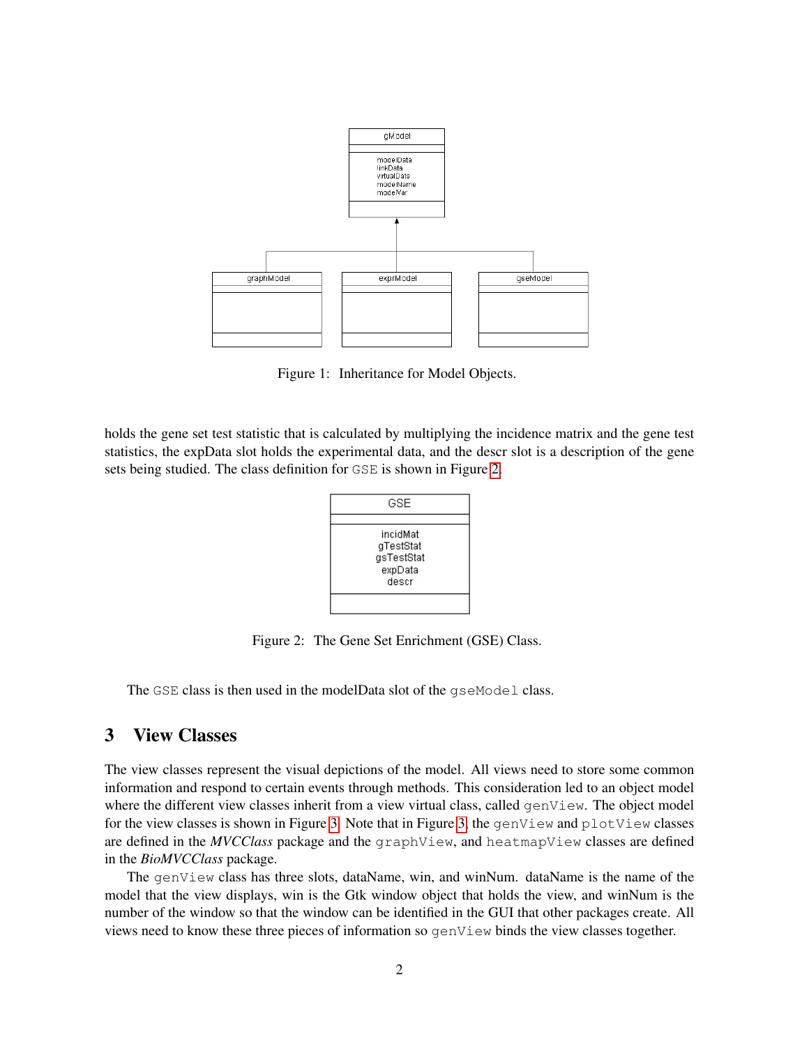gModel

modelData
linkData
virtualData
modelName
modelVar

graphModel | exprModel | gseModel

Figure 1: Inheritance for Model Objects.

holds the gene set test statistic that is calculated by multiplying the incidence matrix and the gene test statistics, the expData slot holds the experimental data, and the descr slot is a description of the gene sets being studied. The class definition for `GSE` is shown in Figure 2.

GSE

incidMat
gTestStat
gsTestStat
expData
descr

Figure 2: The Gene Set Enrichment (GSE) Class.

The `GSE` class is then used in the modelData slot of the `gseModel` class.

## 3 View Classes

The view classes represent the visual depictions of the model. All views need to store some common information and respond to certain events through methods. This consideration led to an object model where the different view classes inherit from a view virtual class, called `genView`. The object model for the view classes is shown in Figure 3. Note that in Figure 3, the `genView` and `plotView` classes are defined in the *MVCClass* package and the `graphView`, and `heatmapView` classes are defined in the *BioMVCClass* package.

The `genView` class has three slots, dataName, win, and winNum. dataName is the name of the model that the view displays, win is the Gtk window object that holds the view, and winNum is the number of the window so that the window can be identified in the GUI that other packages create. All views need to know these three pieces of information so `genView` binds the view classes together.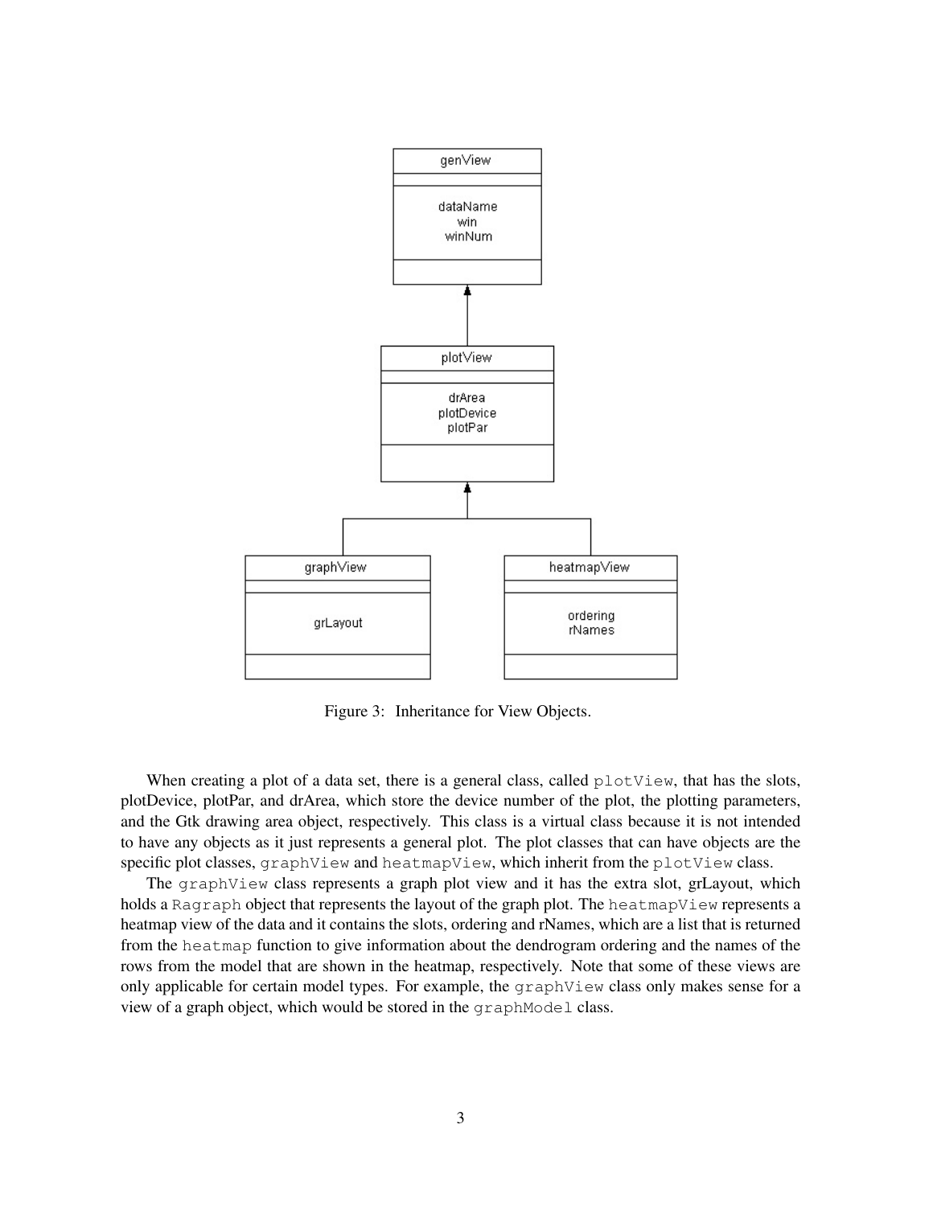Figure 3: Inheritance for View Objects.

When creating a plot of a data set, there is a general class, called `plotView`, that has the slots, plotDevice, plotPar, and drArea, which store the device number of the plot, the plotting parameters, and the Gtk drawing area object, respectively. This class is a virtual class because it is not intended to have any objects as it just represents a general plot. The plot classes that can have objects are the specific plot classes, `graphView` and `heatmapView`, which inherit from the `plotView` class.

The `graphView` class represents a graph plot view and it has the extra slot, grLayout, which holds a `Ragraph` object that represents the layout of the graph plot. The `heatmapView` represents a heatmap view of the data and it contains the slots, ordering and rNames, which are a list that is returned from the `heatmap` function to give information about the dendrogram ordering and the names of the rows from the model that are shown in the heatmap, respectively. Note that some of these views are only applicable for certain model types. For example, the `graphView` class only makes sense for a view of a graph object, which would be stored in the `graphModel` class.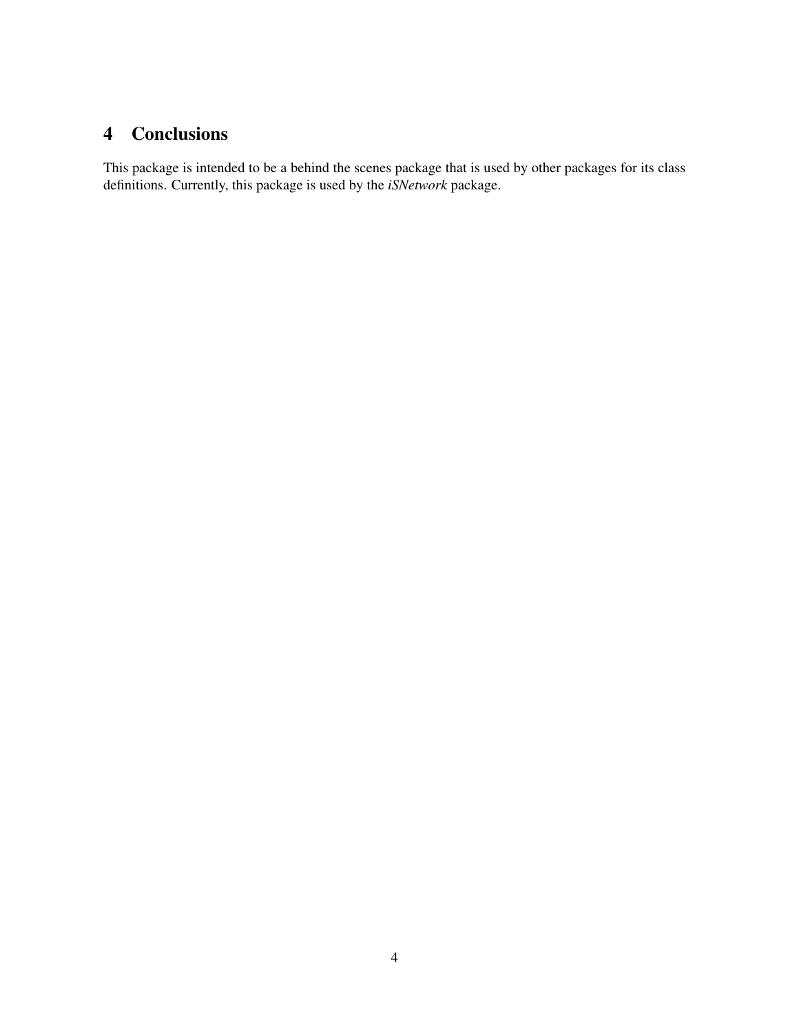# 4 Conclusions

This package is intended to be a behind the scenes package that is used by other packages for its class definitions. Currently, this package is used by the *iSNetwork* package.